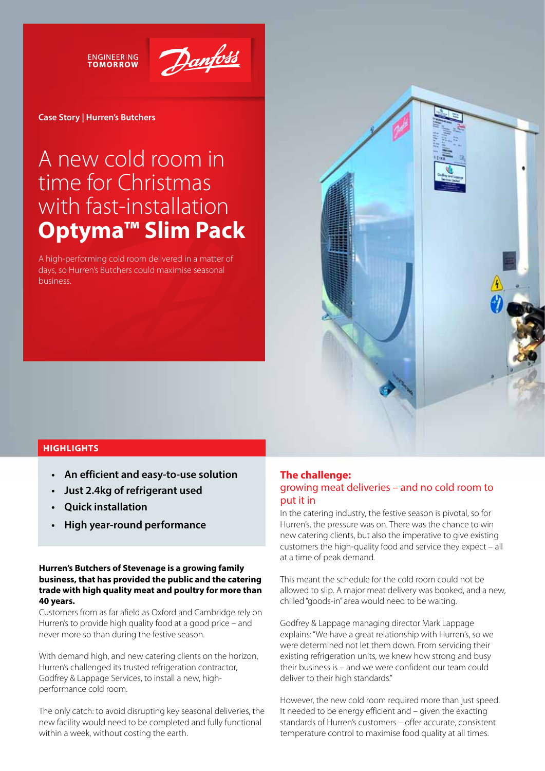ENGINEERING TOMORROW

**Case Story | Hurren's Butchers**

# A new cold room in time for Christmas with fast-installation **Optyma™ Slim Pack**

A high-performing cold room delivered in a matter of days, so Hurren's Butchers could maximise seasonal business.

## HIGHLIGHTS

- **An efficient and easy-to-use solution**
- **Just 2.4kg of refrigerant used**
- **Quick installation**
- **High year-round performance**

**Hurren's Butchers of Stevenage is a growing family business, that has provided the public and the catering trade with high quality meat and poultry for more than 40 years.**

Customers from as far afield as Oxford and Cambridge rely on Hurren's to provide high quality food at a good price – and never more so than during the festive season.

With demand high, and new catering clients on the horizon, Hurren's challenged its trusted refrigeration contractor, Godfrey & Lappage Services, to install a new, high-performance cold room.

The only catch: to avoid disrupting key seasonal deliveries, the new facility would need to be completed and fully functional within a week, without costing the earth.

## The challenge:
### growing meat deliveries – and no cold room to put it in

In the catering industry, the festive season is pivotal, so for Hurren's, the pressure was on. There was the chance to win new catering clients, but also the imperative to give existing customers the high-quality food and service they expect – all at a time of peak demand.

This meant the schedule for the cold room could not be allowed to slip. A major meat delivery was booked, and a new, chilled "goods-in" area would need to be waiting.

Godfrey & Lappage managing director Mark Lappage explains: "We have a great relationship with Hurren's, so we were determined not let them down. From servicing their existing refrigeration units, we knew how strong and busy their business is – and we were confident our team could deliver to their high standards."

However, the new cold room required more than just speed. It needed to be energy efficient and – given the exacting standards of Hurren's customers – offer accurate, consistent temperature control to maximise food quality at all times.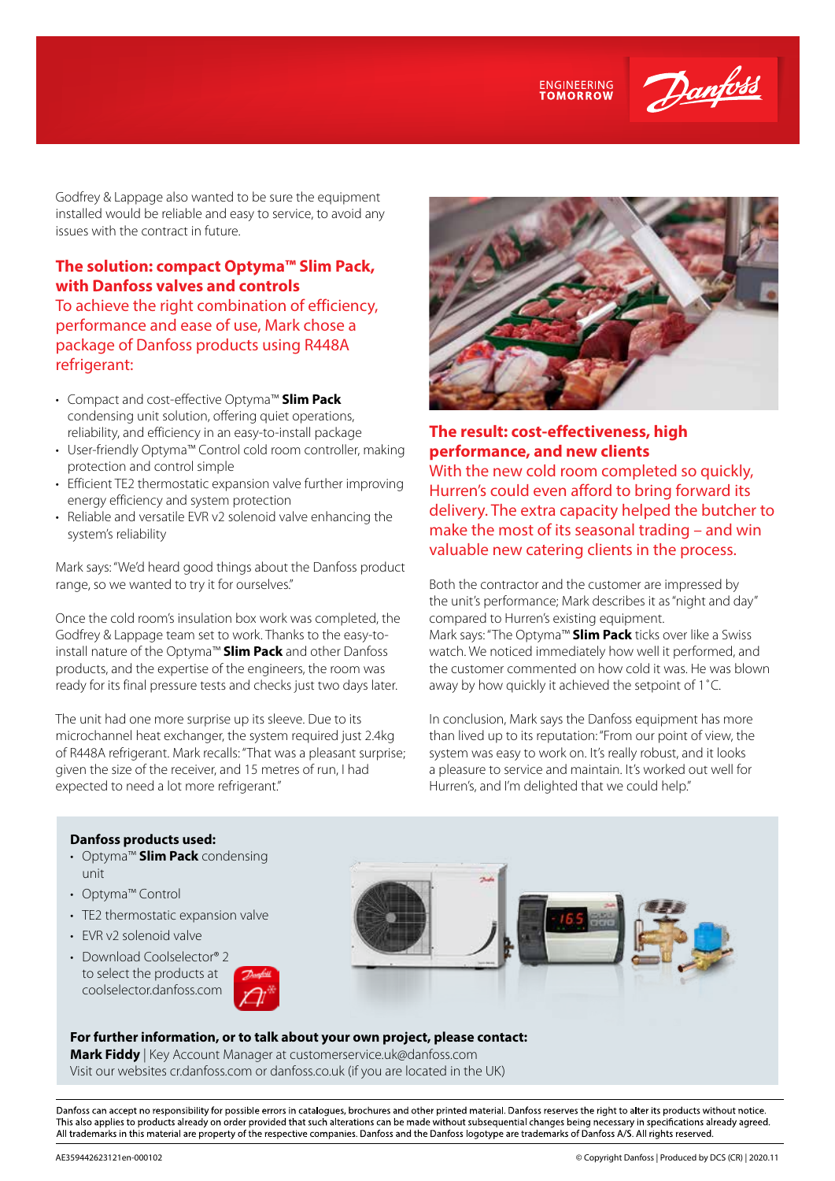Godfrey & Lappage also wanted to be sure the equipment installed would be reliable and easy to service, to avoid any issues with the contract in future.

## The solution: compact Optyma™ Slim Pack, with Danfoss valves and controls

To achieve the right combination of efficiency, performance and ease of use, Mark chose a package of Danfoss products using R448A refrigerant:

- Compact and cost-effective Optyma™ **Slim Pack** condensing unit solution, offering quiet operations, reliability, and efficiency in an easy-to-install package
- User-friendly Optyma™ Control cold room controller, making protection and control simple
- Efficient TE2 thermostatic expansion valve further improving energy efficiency and system protection
- Reliable and versatile EVR v2 solenoid valve enhancing the system's reliability

Mark says: "We'd heard good things about the Danfoss product range, so we wanted to try it for ourselves."

Once the cold room's insulation box work was completed, the Godfrey & Lappage team set to work. Thanks to the easy-to-install nature of the Optyma™ **Slim Pack** and other Danfoss products, and the expertise of the engineers, the room was ready for its final pressure tests and checks just two days later.

The unit had one more surprise up its sleeve. Due to its microchannel heat exchanger, the system required just 2.4kg of R448A refrigerant. Mark recalls: "That was a pleasant surprise; given the size of the receiver, and 15 metres of run, I had expected to need a lot more refrigerant."

## The result: cost-effectiveness, high performance, and new clients

With the new cold room completed so quickly, Hurren's could even afford to bring forward its delivery. The extra capacity helped the butcher to make the most of its seasonal trading – and win valuable new catering clients in the process.

Both the contractor and the customer are impressed by the unit's performance; Mark describes it as "night and day" compared to Hurren's existing equipment.
Mark says: "The Optyma™ **Slim Pack** ticks over like a Swiss watch. We noticed immediately how well it performed, and the customer commented on how cold it was. He was blown away by how quickly it achieved the setpoint of 1˚C.

In conclusion, Mark says the Danfoss equipment has more than lived up to its reputation: "From our point of view, the system was easy to work on. It's really robust, and it looks a pleasure to service and maintain. It's worked out well for Hurren's, and I'm delighted that we could help."

**Danfoss products used:**

- Optyma™ **Slim Pack** condensing unit
- Optyma™ Control
- TE2 thermostatic expansion valve
- EVR v2 solenoid valve
- Download Coolselector® 2 to select the products at coolselector.danfoss.com

**For further information, or to talk about your own project, please contact:**
**Mark Fiddy** | Key Account Manager at customerservice.uk@danfoss.com
Visit our websites cr.danfoss.com or danfoss.co.uk (if you are located in the UK)

Danfoss can accept no responsibility for possible errors in catalogues, brochures and other printed material. Danfoss reserves the right to alter its products without notice. This also applies to products already on order provided that such alterations can be made without subsequential changes being necessary in specifications already agreed. All trademarks in this material are property of the respective companies. Danfoss and the Danfoss logotype are trademarks of Danfoss A/S. All rights reserved.

AE359442623121en-000102

© Copyright Danfoss | Produced by DCS (CR) | 2020.11